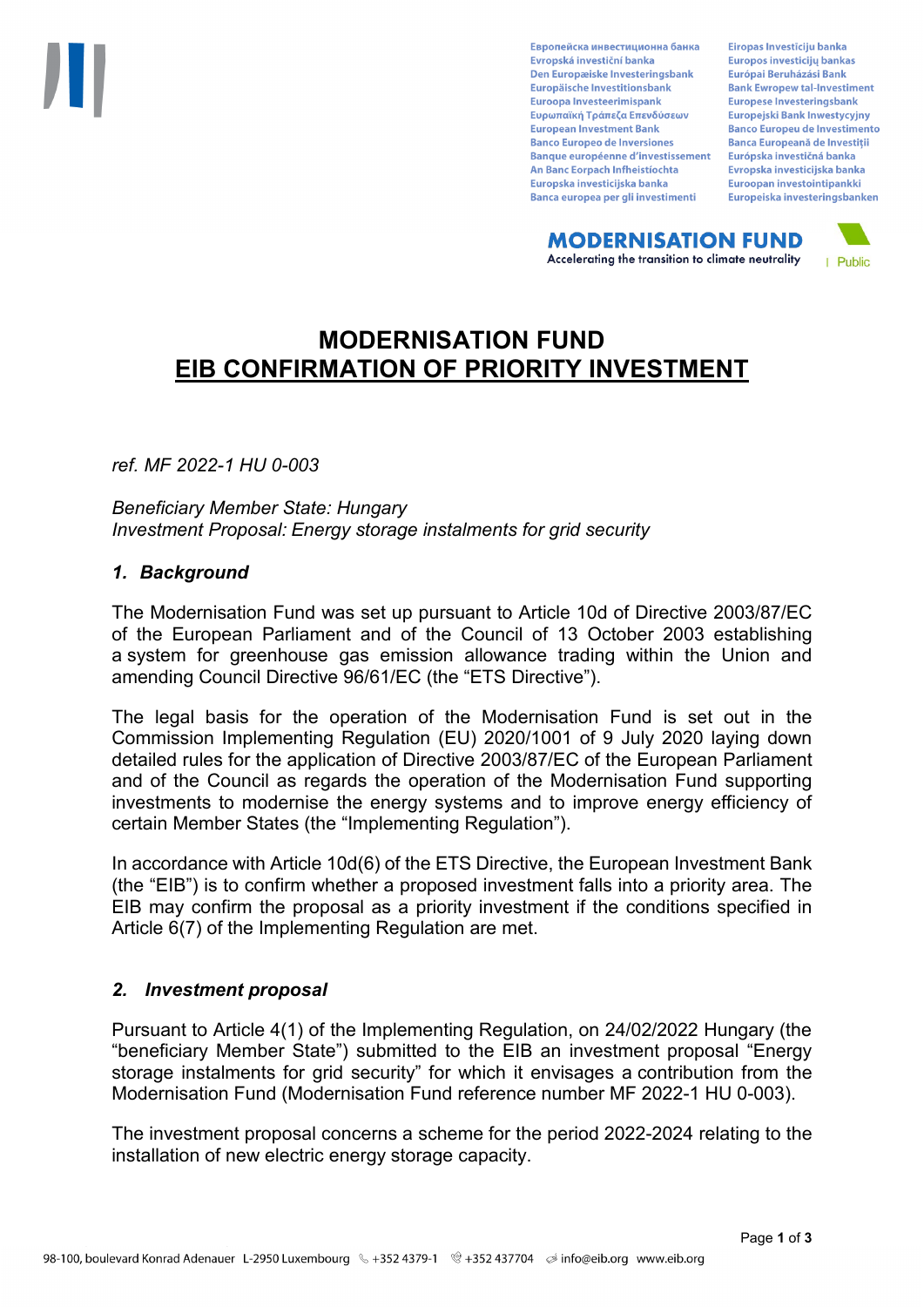# MODERNISATION FUND

## EIB CONFIRMATION OF PRIORITY INVESTMENT

*ref. MF 2022-1 HU 0-003*

*Beneficiary Member State: Hungary*
*Investment Proposal: Energy storage instalments for grid security*

### *1. Background*

The Modernisation Fund was set up pursuant to Article 10d of Directive 2003/87/EC of the European Parliament and of the Council of 13 October 2003 establishing a system for greenhouse gas emission allowance trading within the Union and amending Council Directive 96/61/EC (the "ETS Directive").

The legal basis for the operation of the Modernisation Fund is set out in the Commission Implementing Regulation (EU) 2020/1001 of 9 July 2020 laying down detailed rules for the application of Directive 2003/87/EC of the European Parliament and of the Council as regards the operation of the Modernisation Fund supporting investments to modernise the energy systems and to improve energy efficiency of certain Member States (the "Implementing Regulation").

In accordance with Article 10d(6) of the ETS Directive, the European Investment Bank (the "EIB") is to confirm whether a proposed investment falls into a priority area. The EIB may confirm the proposal as a priority investment if the conditions specified in Article 6(7) of the Implementing Regulation are met.

### *2. Investment proposal*

Pursuant to Article 4(1) of the Implementing Regulation, on 24/02/2022 Hungary (the "beneficiary Member State") submitted to the EIB an investment proposal "Energy storage instalments for grid security" for which it envisages a contribution from the Modernisation Fund (Modernisation Fund reference number MF 2022-1 HU 0-003).

The investment proposal concerns a scheme for the period 2022-2024 relating to the installation of new electric energy storage capacity.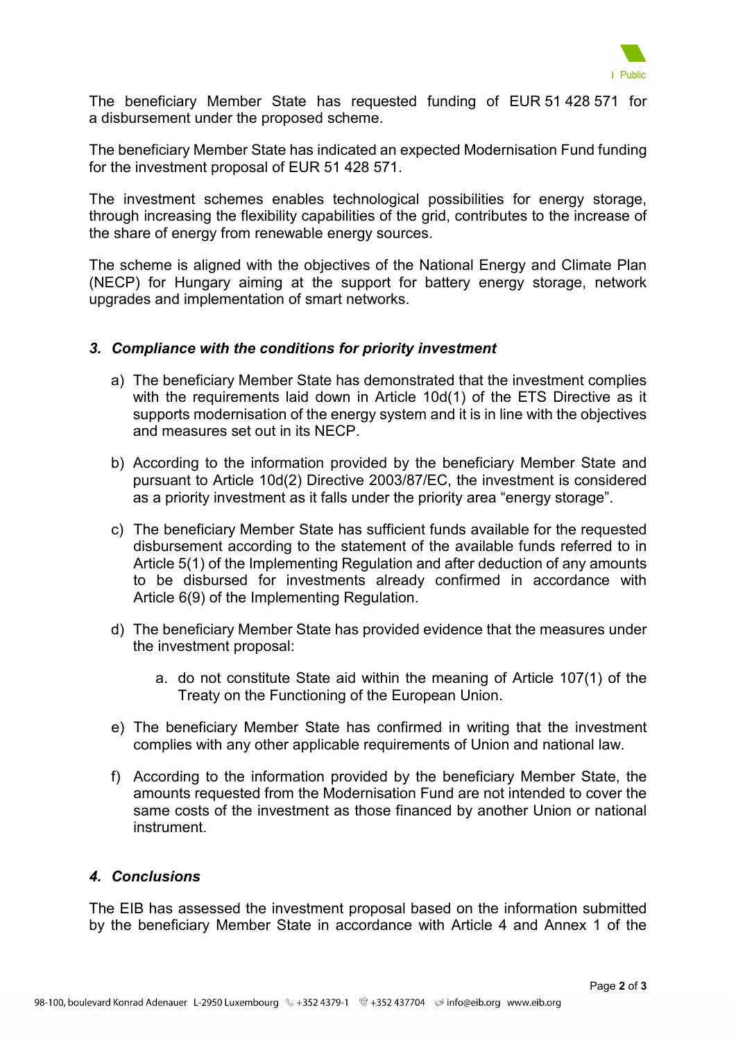The beneficiary Member State has requested funding of EUR 51 428 571 for a disbursement under the proposed scheme.

The beneficiary Member State has indicated an expected Modernisation Fund funding for the investment proposal of EUR 51 428 571.

The investment schemes enables technological possibilities for energy storage, through increasing the flexibility capabilities of the grid, contributes to the increase of the share of energy from renewable energy sources.

The scheme is aligned with the objectives of the National Energy and Climate Plan (NECP) for Hungary aiming at the support for battery energy storage, network upgrades and implementation of smart networks.

### *3. Compliance with the conditions for priority investment*

a) The beneficiary Member State has demonstrated that the investment complies with the requirements laid down in Article 10d(1) of the ETS Directive as it supports modernisation of the energy system and it is in line with the objectives and measures set out in its NECP.

b) According to the information provided by the beneficiary Member State and pursuant to Article 10d(2) Directive 2003/87/EC, the investment is considered as a priority investment as it falls under the priority area "energy storage".

c) The beneficiary Member State has sufficient funds available for the requested disbursement according to the statement of the available funds referred to in Article 5(1) of the Implementing Regulation and after deduction of any amounts to be disbursed for investments already confirmed in accordance with Article 6(9) of the Implementing Regulation.

d) The beneficiary Member State has provided evidence that the measures under the investment proposal:

   a. do not constitute State aid within the meaning of Article 107(1) of the Treaty on the Functioning of the European Union.

e) The beneficiary Member State has confirmed in writing that the investment complies with any other applicable requirements of Union and national law.

f) According to the information provided by the beneficiary Member State, the amounts requested from the Modernisation Fund are not intended to cover the same costs of the investment as those financed by another Union or national instrument.

### *4. Conclusions*

The EIB has assessed the investment proposal based on the information submitted by the beneficiary Member State in accordance with Article 4 and Annex 1 of the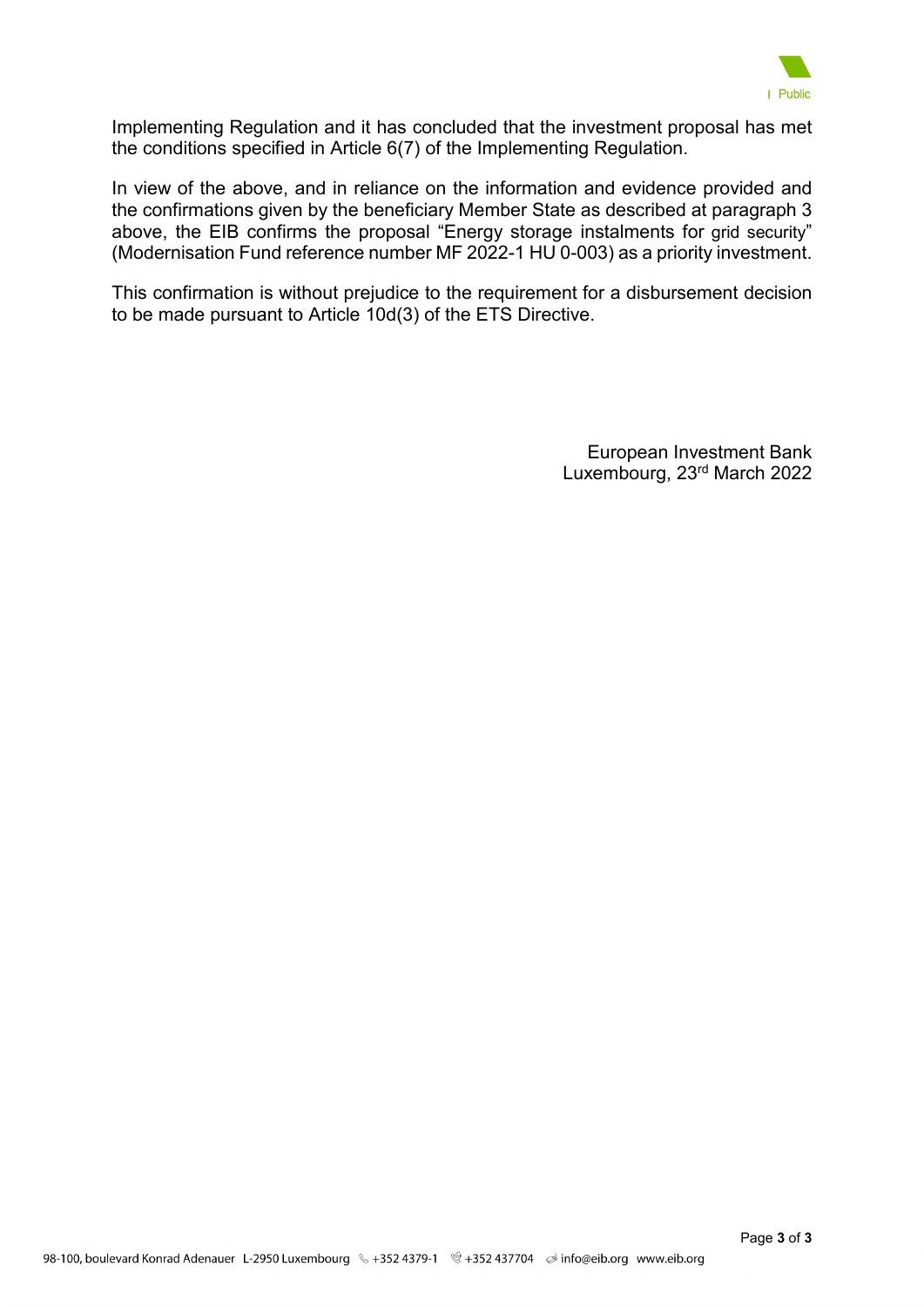Implementing Regulation and it has concluded that the investment proposal has met the conditions specified in Article 6(7) of the Implementing Regulation.

In view of the above, and in reliance on the information and evidence provided and the confirmations given by the beneficiary Member State as described at paragraph 3 above, the EIB confirms the proposal "Energy storage instalments for grid security" (Modernisation Fund reference number MF 2022-1 HU 0-003) as a priority investment.

This confirmation is without prejudice to the requirement for a disbursement decision to be made pursuant to Article 10d(3) of the ETS Directive.

European Investment Bank
Luxembourg, 23rd March 2022